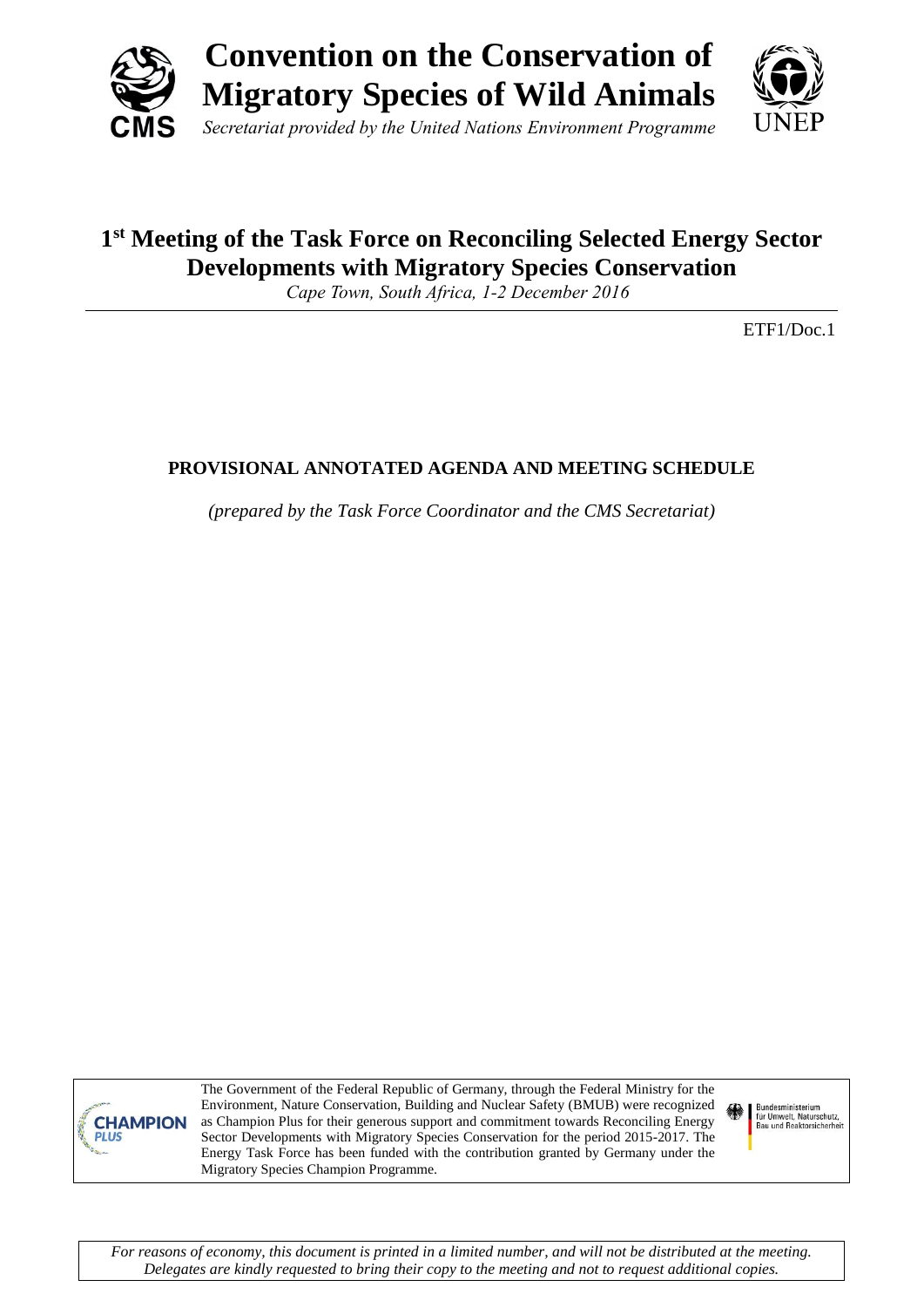# Convention on the Conservation of Migratory Species of Wild Animals

*Secretariat provided by the United Nations Environment Programme*

## 1st Meeting of the Task Force on Reconciling Selected Energy Sector Developments with Migratory Species Conservation

*Cape Town, South Africa, 1-2 December 2016*

ETF1/Doc.1

### PROVISIONAL ANNOTATED AGENDA AND MEETING SCHEDULE

*(prepared by the Task Force Coordinator and the CMS Secretariat)*

The Government of the Federal Republic of Germany, through the Federal Ministry for the Environment, Nature Conservation, Building and Nuclear Safety (BMUB) were recognized as Champion Plus for their generous support and commitment towards Reconciling Energy Sector Developments with Migratory Species Conservation for the period 2015-2017. The Energy Task Force has been funded with the contribution granted by Germany under the Migratory Species Champion Programme.

*For reasons of economy, this document is printed in a limited number, and will not be distributed at the meeting. Delegates are kindly requested to bring their copy to the meeting and not to request additional copies.*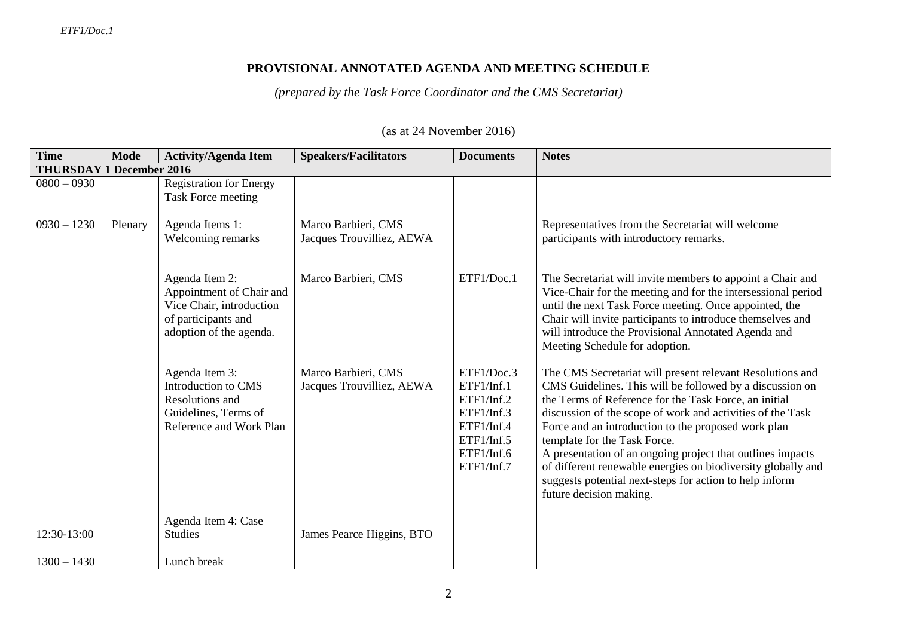## PROVISIONAL ANNOTATED AGENDA AND MEETING SCHEDULE

*(prepared by the Task Force Coordinator and the CMS Secretariat)*

(as at 24 November 2016)

| Time | Mode | Activity/Agenda Item | Speakers/Facilitators | Documents | Notes |
|---|---|---|---|---|---|
| **THURSDAY 1 December 2016** | | | | | |
| 0800 – 0930 | | Registration for Energy Task Force meeting | | | |
| 0930 – 1230 | Plenary | Agenda Items 1: Welcoming remarks | Marco Barbieri, CMS<br>Jacques Trouvilliez, AEWA | | Representatives from the Secretariat will welcome participants with introductory remarks. |
| | | Agenda Item 2: Appointment of Chair and Vice Chair, introduction of participants and adoption of the agenda. | Marco Barbieri, CMS | ETF1/Doc.1 | The Secretariat will invite members to appoint a Chair and Vice-Chair for the meeting and for the intersessional period until the next Task Force meeting. Once appointed, the Chair will invite participants to introduce themselves and will introduce the Provisional Annotated Agenda and Meeting Schedule for adoption. |
| | | Agenda Item 3: Introduction to CMS Resolutions and Guidelines, Terms of Reference and Work Plan | Marco Barbieri, CMS<br>Jacques Trouvilliez, AEWA | ETF1/Doc.3<br>ETF1/Inf.1<br>ETF1/Inf.2<br>ETF1/Inf.3<br>ETF1/Inf.4<br>ETF1/Inf.5<br>ETF1/Inf.6<br>ETF1/Inf.7 | The CMS Secretariat will present relevant Resolutions and CMS Guidelines. This will be followed by a discussion on the Terms of Reference for the Task Force, an initial discussion of the scope of work and activities of the Task Force and an introduction to the proposed work plan template for the Task Force.<br>A presentation of an ongoing project that outlines impacts of different renewable energies on biodiversity globally and suggests potential next-steps for action to help inform future decision making. |
| 12:30-13:00 | | Agenda Item 4: Case Studies | James Pearce Higgins, BTO | | |
| 1300 – 1430 | | Lunch break | | | |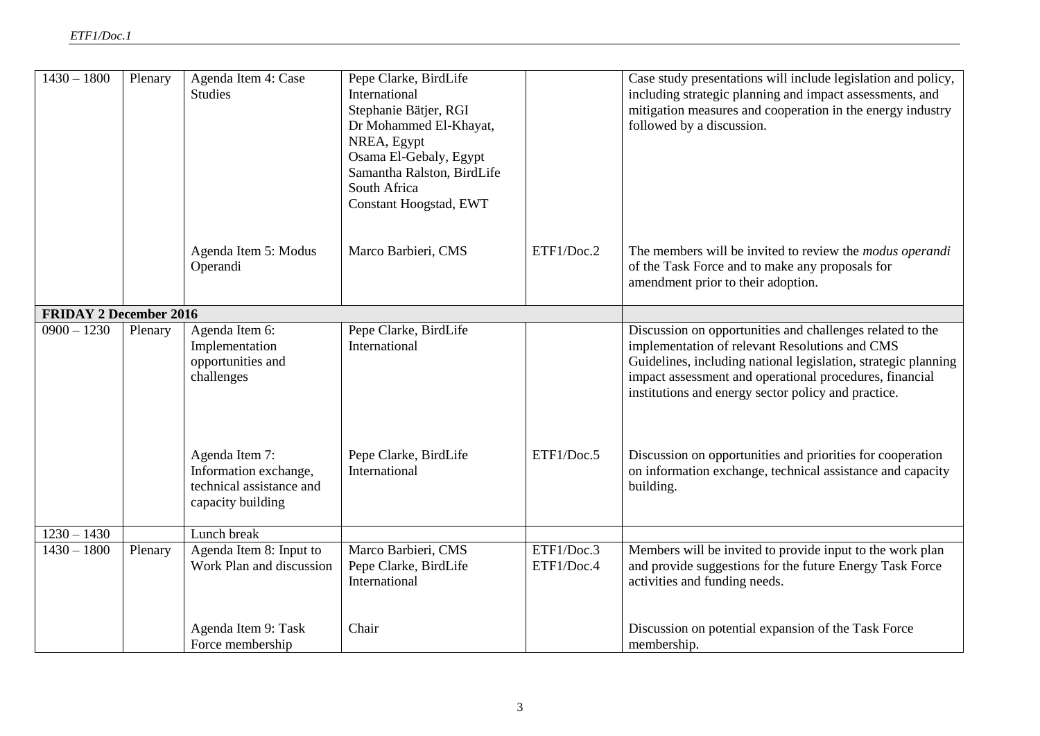| | | | | | |
|---|---|---|---|---|---|
| 1430 – 1800 | Plenary | Agenda Item 4: Case Studies | Pepe Clarke, BirdLife International<br>Stephanie Bätjer, RGI<br>Dr Mohammed El-Khayat, NREA, Egypt<br>Osama El-Gebaly, Egypt<br>Samantha Ralston, BirdLife South Africa<br>Constant Hoogstad, EWT | | Case study presentations will include legislation and policy, including strategic planning and impact assessments, and mitigation measures and cooperation in the energy industry followed by a discussion. |
| | | Agenda Item 5: Modus Operandi | Marco Barbieri, CMS | ETF1/Doc.2 | The members will be invited to review the *modus operandi* of the Task Force and to make any proposals for amendment prior to their adoption. |
| **FRIDAY 2 December 2016** | | | | | |
| 0900 – 1230 | Plenary | Agenda Item 6: Implementation opportunities and challenges | Pepe Clarke, BirdLife International | | Discussion on opportunities and challenges related to the implementation of relevant Resolutions and CMS Guidelines, including national legislation, strategic planning impact assessment and operational procedures, financial institutions and energy sector policy and practice. |
| | | Agenda Item 7: Information exchange, technical assistance and capacity building | Pepe Clarke, BirdLife International | ETF1/Doc.5 | Discussion on opportunities and priorities for cooperation on information exchange, technical assistance and capacity building. |
| 1230 – 1430 | | Lunch break | | | |
| 1430 – 1800 | Plenary | Agenda Item 8: Input to Work Plan and discussion | Marco Barbieri, CMS<br>Pepe Clarke, BirdLife International | ETF1/Doc.3<br>ETF1/Doc.4 | Members will be invited to provide input to the work plan and provide suggestions for the future Energy Task Force activities and funding needs. |
| | | Agenda Item 9: Task Force membership | Chair | | Discussion on potential expansion of the Task Force membership. |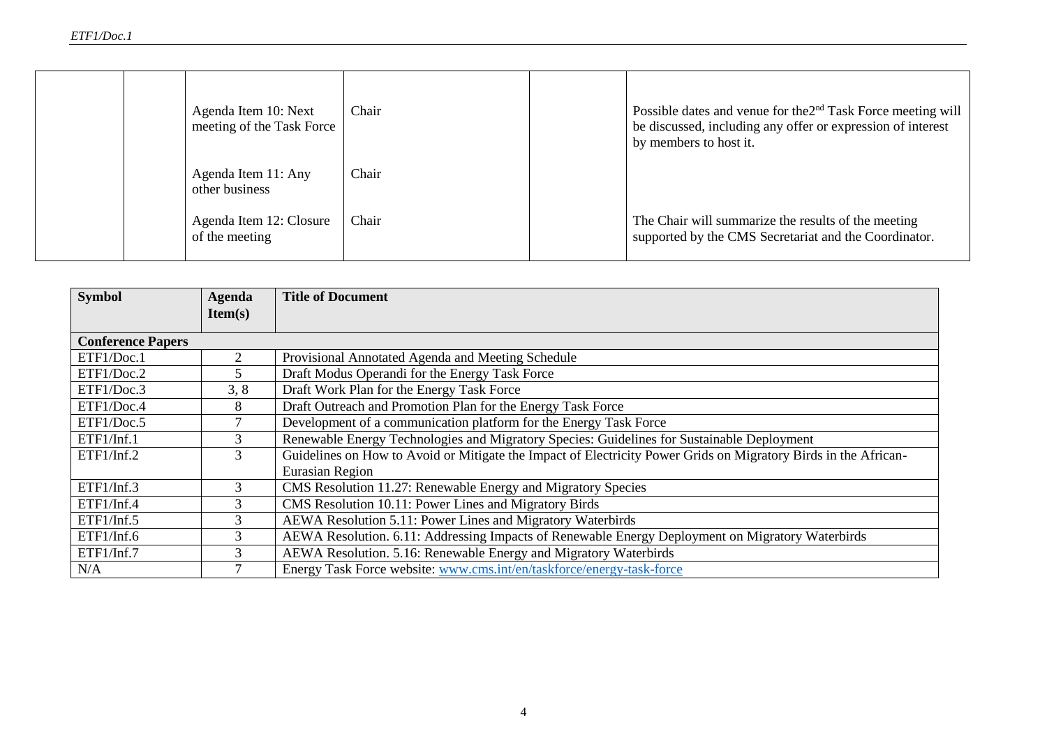| | | | | | |
|---|---|---|---|---|---|
| | | Agenda Item 10: Next meeting of the Task Force | Chair | | Possible dates and venue for the2[nd] Task Force meeting will be discussed, including any offer or expression of interest by members to host it. |
| | | Agenda Item 11: Any other business | Chair | | |
| | | Agenda Item 12: Closure of the meeting | Chair | | The Chair will summarize the results of the meeting supported by the CMS Secretariat and the Coordinator. |

| Symbol | Agenda Item(s) | Title of Document |
|---|---|---|
| **Conference Papers** | | |
| ETF1/Doc.1 | 2 | Provisional Annotated Agenda and Meeting Schedule |
| ETF1/Doc.2 | 5 | Draft Modus Operandi for the Energy Task Force |
| ETF1/Doc.3 | 3, 8 | Draft Work Plan for the Energy Task Force |
| ETF1/Doc.4 | 8 | Draft Outreach and Promotion Plan for the Energy Task Force |
| ETF1/Doc.5 | 7 | Development of a communication platform for the Energy Task Force |
| ETF1/Inf.1 | 3 | Renewable Energy Technologies and Migratory Species: Guidelines for Sustainable Deployment |
| ETF1/Inf.2 | 3 | Guidelines on How to Avoid or Mitigate the Impact of Electricity Power Grids on Migratory Birds in the African-Eurasian Region |
| ETF1/Inf.3 | 3 | CMS Resolution 11.27: Renewable Energy and Migratory Species |
| ETF1/Inf.4 | 3 | CMS Resolution 10.11: Power Lines and Migratory Birds |
| ETF1/Inf.5 | 3 | AEWA Resolution 5.11: Power Lines and Migratory Waterbirds |
| ETF1/Inf.6 | 3 | AEWA Resolution. 6.11: Addressing Impacts of Renewable Energy Deployment on Migratory Waterbirds |
| ETF1/Inf.7 | 3 | AEWA Resolution. 5.16: Renewable Energy and Migratory Waterbirds |
| N/A | 7 | Energy Task Force website: www.cms.int/en/taskforce/energy-task-force |